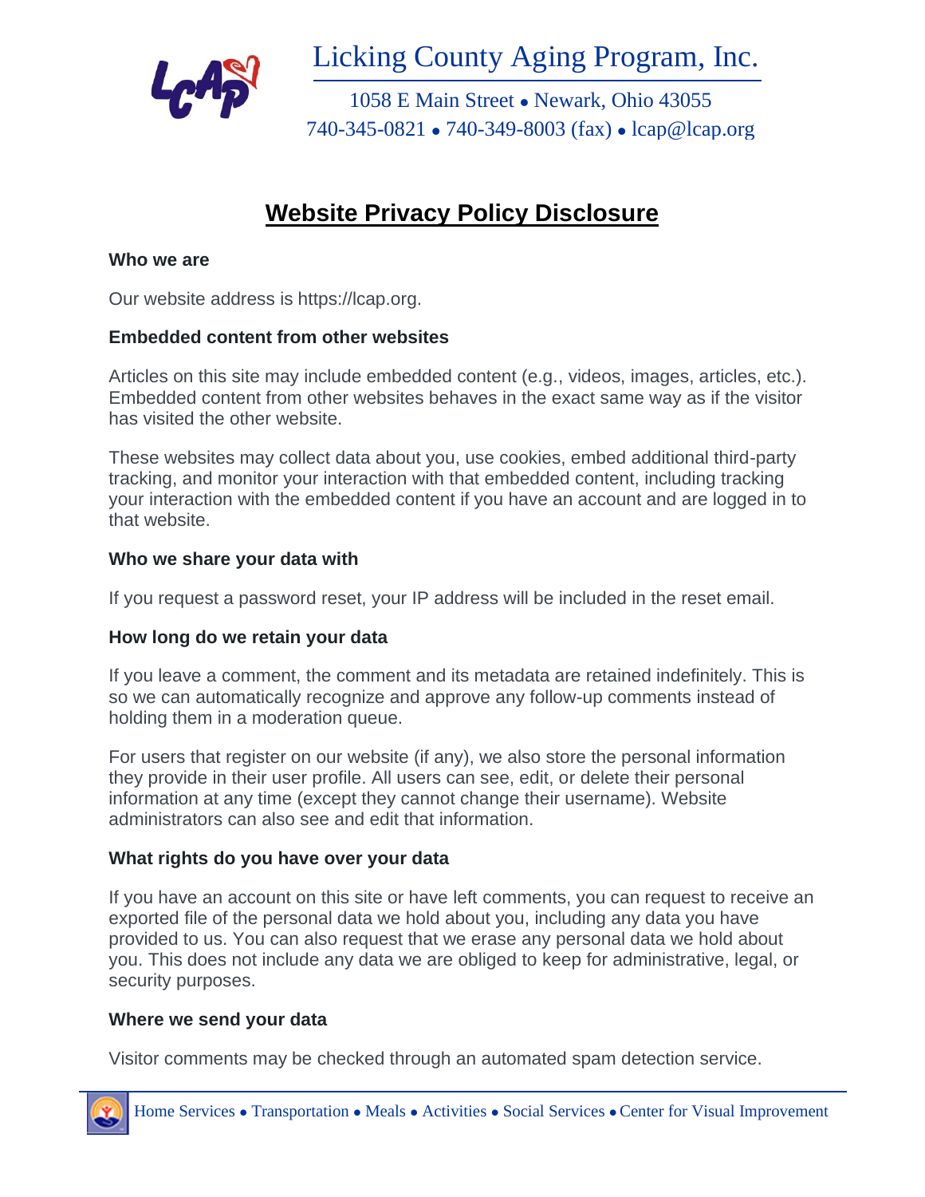Licking County Aging Program, Inc.

1058 E Main Street • Newark, Ohio 43055
740-345-0821 • 740-349-8003 (fax) • lcap@lcap.org

# Website Privacy Policy Disclosure

**Who we are**

Our website address is https://lcap.org.

**Embedded content from other websites**

Articles on this site may include embedded content (e.g., videos, images, articles, etc.). Embedded content from other websites behaves in the exact same way as if the visitor has visited the other website.

These websites may collect data about you, use cookies, embed additional third-party tracking, and monitor your interaction with that embedded content, including tracking your interaction with the embedded content if you have an account and are logged in to that website.

**Who we share your data with**

If you request a password reset, your IP address will be included in the reset email.

**How long do we retain your data**

If you leave a comment, the comment and its metadata are retained indefinitely. This is so we can automatically recognize and approve any follow-up comments instead of holding them in a moderation queue.

For users that register on our website (if any), we also store the personal information they provide in their user profile. All users can see, edit, or delete their personal information at any time (except they cannot change their username). Website administrators can also see and edit that information.

**What rights do you have over your data**

If you have an account on this site or have left comments, you can request to receive an exported file of the personal data we hold about you, including any data you have provided to us. You can also request that we erase any personal data we hold about you. This does not include any data we are obliged to keep for administrative, legal, or security purposes.

**Where we send your data**

Visitor comments may be checked through an automated spam detection service.

Home Services • Transportation • Meals • Activities • Social Services • Center for Visual Improvement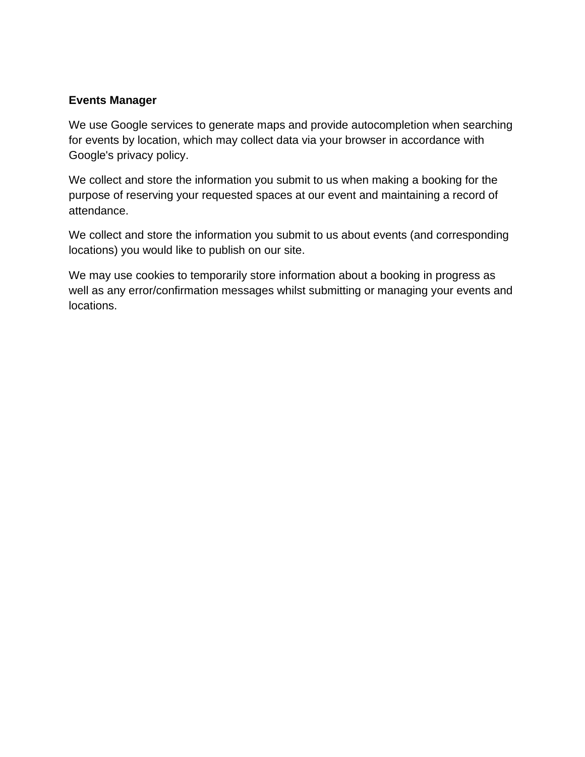**Events Manager**

We use Google services to generate maps and provide autocompletion when searching for events by location, which may collect data via your browser in accordance with Google's privacy policy.

We collect and store the information you submit to us when making a booking for the purpose of reserving your requested spaces at our event and maintaining a record of attendance.

We collect and store the information you submit to us about events (and corresponding locations) you would like to publish on our site.

We may use cookies to temporarily store information about a booking in progress as well as any error/confirmation messages whilst submitting or managing your events and locations.